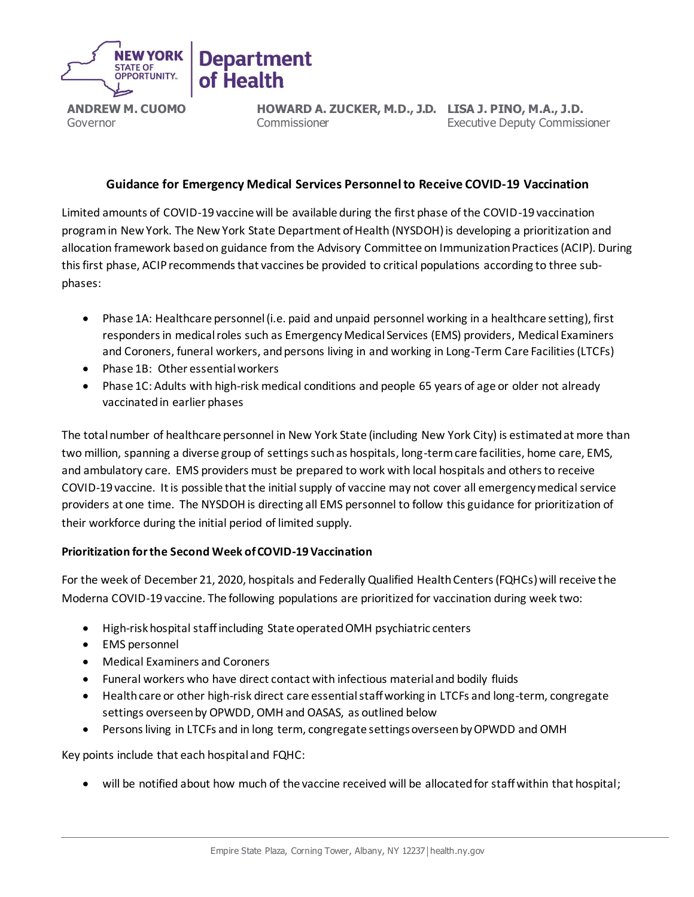NEW YORK STATE OF OPPORTUNITY. | Department of Health

**ANDREW M. CUOMO**
Governor

**HOWARD A. ZUCKER, M.D., J.D.**
Commissioner

**LISA J. PINO, M.A., J.D.**
Executive Deputy Commissioner

## Guidance for Emergency Medical Services Personnel to Receive COVID-19 Vaccination

Limited amounts of COVID-19 vaccine will be available during the first phase of the COVID-19 vaccination program in New York. The New York State Department of Health (NYSDOH) is developing a prioritization and allocation framework based on guidance from the Advisory Committee on Immunization Practices (ACIP). During this first phase, ACIP recommends that vaccines be provided to critical populations according to three sub-phases:

- Phase 1A: Healthcare personnel (i.e. paid and unpaid personnel working in a healthcare setting), first responders in medical roles such as Emergency Medical Services (EMS) providers, Medical Examiners and Coroners, funeral workers, and persons living in and working in Long-Term Care Facilities (LTCFs)
- Phase 1B: Other essential workers
- Phase 1C: Adults with high-risk medical conditions and people 65 years of age or older not already vaccinated in earlier phases

The total number of healthcare personnel in New York State (including New York City) is estimated at more than two million, spanning a diverse group of settings such as hospitals, long-term care facilities, home care, EMS, and ambulatory care. EMS providers must be prepared to work with local hospitals and others to receive COVID-19 vaccine. It is possible that the initial supply of vaccine may not cover all emergency medical service providers at one time. The NYSDOH is directing all EMS personnel to follow this guidance for prioritization of their workforce during the initial period of limited supply.

### Prioritization for the Second Week of COVID-19 Vaccination

For the week of December 21, 2020, hospitals and Federally Qualified Health Centers (FQHCs) will receive the Moderna COVID-19 vaccine. The following populations are prioritized for vaccination during week two:

- High-risk hospital staff including State operated OMH psychiatric centers
- EMS personnel
- Medical Examiners and Coroners
- Funeral workers who have direct contact with infectious material and bodily fluids
- Health care or other high-risk direct care essential staff working in LTCFs and long-term, congregate settings overseen by OPWDD, OMH and OASAS, as outlined below
- Persons living in LTCFs and in long term, congregate settings overseen by OPWDD and OMH

Key points include that each hospital and FQHC:

- will be notified about how much of the vaccine received will be allocated for staff within that hospital;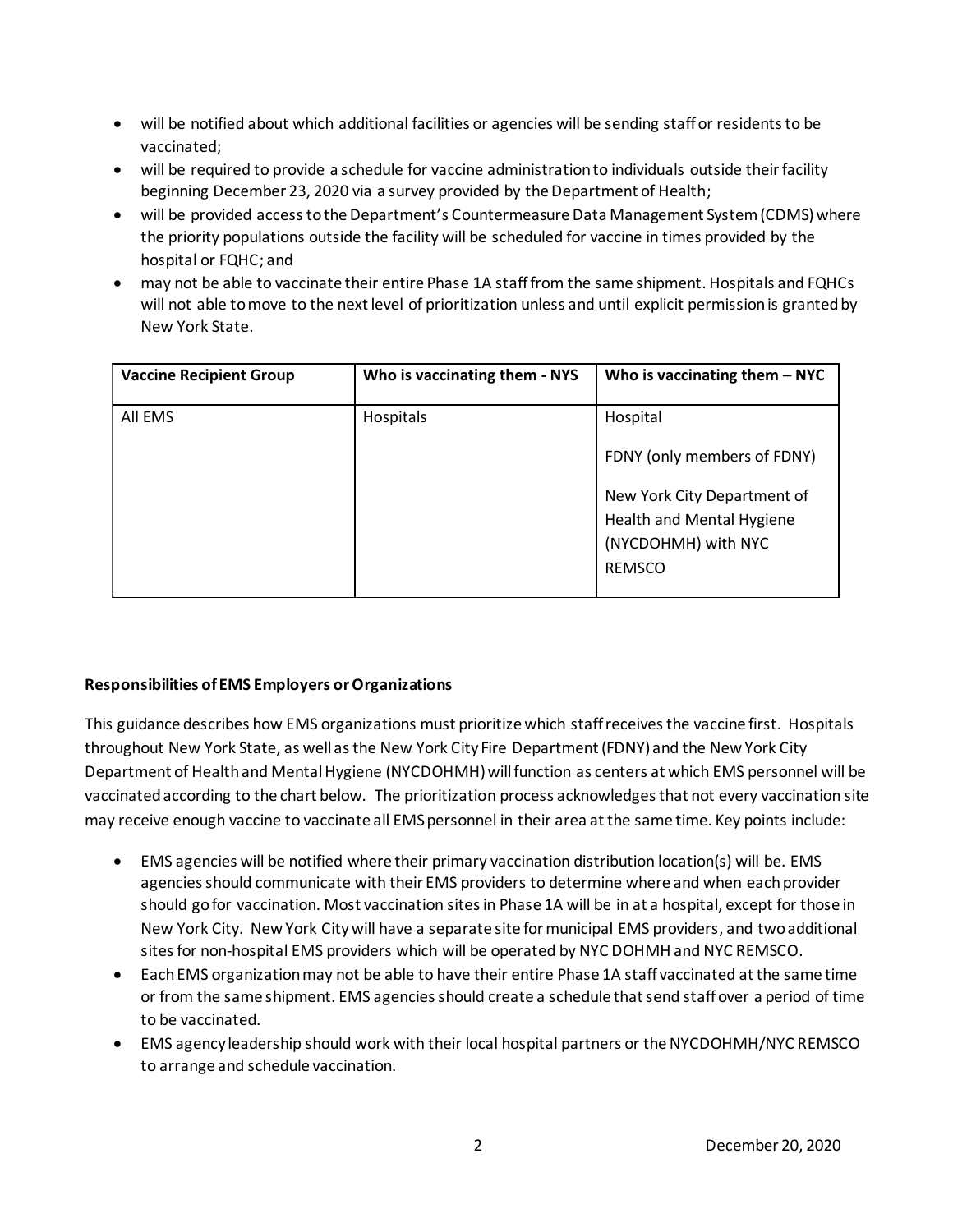- will be notified about which additional facilities or agencies will be sending staff or residents to be vaccinated;
- will be required to provide a schedule for vaccine administration to individuals outside their facility beginning December 23, 2020 via a survey provided by the Department of Health;
- will be provided access to the Department's Countermeasure Data Management System (CDMS) where the priority populations outside the facility will be scheduled for vaccine in times provided by the hospital or FQHC; and
- may not be able to vaccinate their entire Phase 1A staff from the same shipment. Hospitals and FQHCs will not able to move to the next level of prioritization unless and until explicit permission is granted by New York State.

| Vaccine Recipient Group | Who is vaccinating them - NYS | Who is vaccinating them – NYC |
|---|---|---|
| All EMS | Hospitals | Hospital<br><br>FDNY (only members of FDNY)<br><br>New York City Department of Health and Mental Hygiene (NYCDOHMH) with NYC REMSCO |

**Responsibilities of EMS Employers or Organizations**

This guidance describes how EMS organizations must prioritize which staff receives the vaccine first. Hospitals throughout New York State, as well as the New York City Fire Department (FDNY) and the New York City Department of Health and Mental Hygiene (NYCDOHMH) will function as centers at which EMS personnel will be vaccinated according to the chart below. The prioritization process acknowledges that not every vaccination site may receive enough vaccine to vaccinate all EMS personnel in their area at the same time. Key points include:

- EMS agencies will be notified where their primary vaccination distribution location(s) will be. EMS agencies should communicate with their EMS providers to determine where and when each provider should go for vaccination. Most vaccination sites in Phase 1A will be in at a hospital, except for those in New York City. New York City will have a separate site for municipal EMS providers, and two additional sites for non-hospital EMS providers which will be operated by NYC DOHMH and NYC REMSCO.
- Each EMS organization may not be able to have their entire Phase 1A staff vaccinated at the same time or from the same shipment. EMS agencies should create a schedule that send staff over a period of time to be vaccinated.
- EMS agency leadership should work with their local hospital partners or the NYCDOHMH/NYC REMSCO to arrange and schedule vaccination.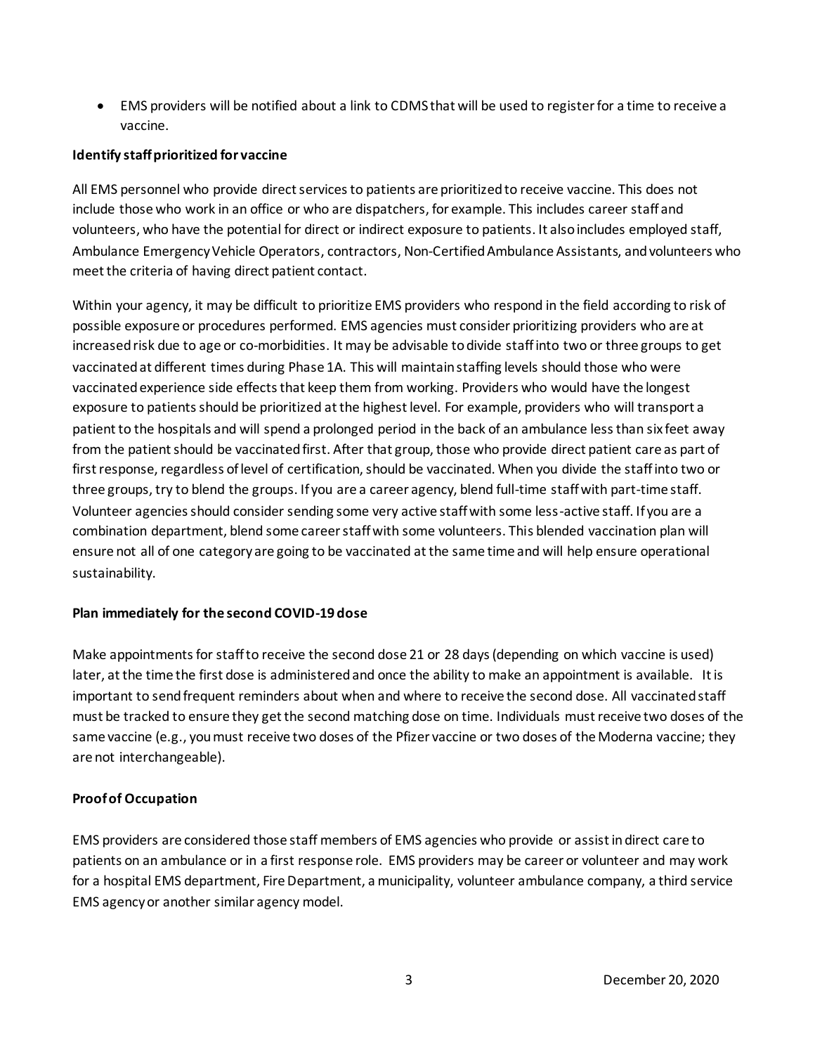- EMS providers will be notified about a link to CDMS that will be used to register for a time to receive a vaccine.

**Identify staff prioritized for vaccine**

All EMS personnel who provide direct services to patients are prioritized to receive vaccine. This does not include those who work in an office or who are dispatchers, for example. This includes career staff and volunteers, who have the potential for direct or indirect exposure to patients. It also includes employed staff, Ambulance Emergency Vehicle Operators, contractors, Non-Certified Ambulance Assistants, and volunteers who meet the criteria of having direct patient contact.

Within your agency, it may be difficult to prioritize EMS providers who respond in the field according to risk of possible exposure or procedures performed. EMS agencies must consider prioritizing providers who are at increased risk due to age or co-morbidities. It may be advisable to divide staff into two or three groups to get vaccinated at different times during Phase 1A. This will maintain staffing levels should those who were vaccinated experience side effects that keep them from working. Providers who would have the longest exposure to patients should be prioritized at the highest level. For example, providers who will transport a patient to the hospitals and will spend a prolonged period in the back of an ambulance less than six feet away from the patient should be vaccinated first. After that group, those who provide direct patient care as part of first response, regardless of level of certification, should be vaccinated. When you divide the staff into two or three groups, try to blend the groups. If you are a career agency, blend full-time staff with part-time staff. Volunteer agencies should consider sending some very active staff with some less-active staff. If you are a combination department, blend some career staff with some volunteers. This blended vaccination plan will ensure not all of one category are going to be vaccinated at the same time and will help ensure operational sustainability.

**Plan immediately for the second COVID-19 dose**

Make appointments for staff to receive the second dose 21 or 28 days (depending on which vaccine is used) later, at the time the first dose is administered and once the ability to make an appointment is available. It is important to send frequent reminders about when and where to receive the second dose. All vaccinated staff must be tracked to ensure they get the second matching dose on time. Individuals must receive two doses of the same vaccine (e.g., you must receive two doses of the Pfizer vaccine or two doses of the Moderna vaccine; they are not interchangeable).

**Proof of Occupation**

EMS providers are considered those staff members of EMS agencies who provide or assist in direct care to patients on an ambulance or in a first response role. EMS providers may be career or volunteer and may work for a hospital EMS department, Fire Department, a municipality, volunteer ambulance company, a third service EMS agency or another similar agency model.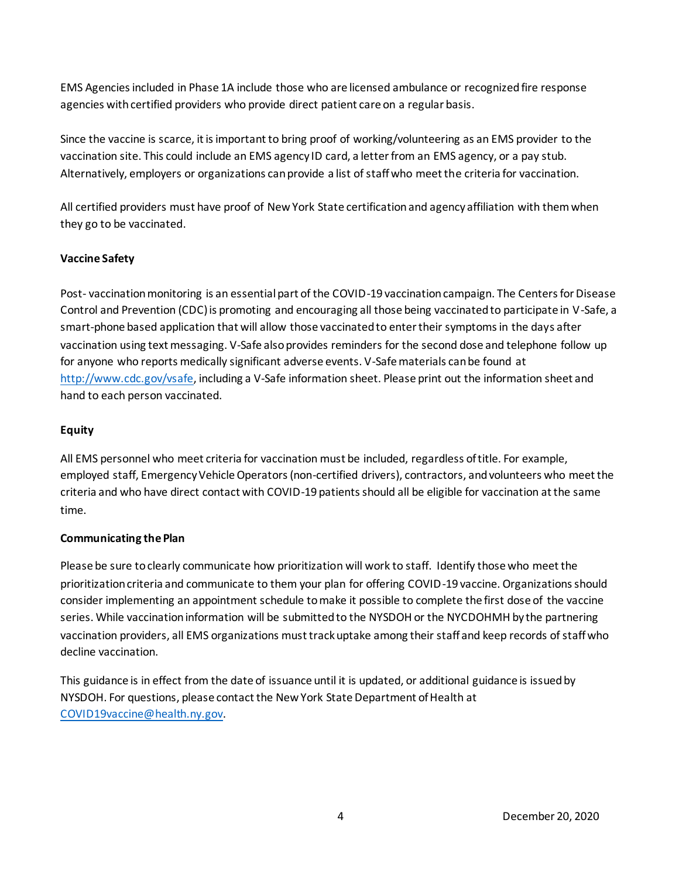EMS Agencies included in Phase 1A include those who are licensed ambulance or recognized fire response agencies with certified providers who provide direct patient care on a regular basis.

Since the vaccine is scarce, it is important to bring proof of working/volunteering as an EMS provider to the vaccination site. This could include an EMS agency ID card, a letter from an EMS agency, or a pay stub. Alternatively, employers or organizations can provide a list of staff who meet the criteria for vaccination.

All certified providers must have proof of New York State certification and agency affiliation with them when they go to be vaccinated.

**Vaccine Safety**

Post- vaccination monitoring is an essential part of the COVID-19 vaccination campaign. The Centers for Disease Control and Prevention (CDC) is promoting and encouraging all those being vaccinated to participate in V-Safe, a smart-phone based application that will allow those vaccinated to enter their symptoms in the days after vaccination using text messaging. V-Safe also provides reminders for the second dose and telephone follow up for anyone who reports medically significant adverse events. V-Safe materials can be found at [http://www.cdc.gov/vsafe](http://www.cdc.gov/vsafe), including a V-Safe information sheet. Please print out the information sheet and hand to each person vaccinated.

**Equity**

All EMS personnel who meet criteria for vaccination must be included, regardless of title. For example, employed staff, Emergency Vehicle Operators (non-certified drivers), contractors, and volunteers who meet the criteria and who have direct contact with COVID-19 patients should all be eligible for vaccination at the same time.

**Communicating the Plan**

Please be sure to clearly communicate how prioritization will work to staff. Identify those who meet the prioritization criteria and communicate to them your plan for offering COVID-19 vaccine. Organizations should consider implementing an appointment schedule to make it possible to complete the first dose of the vaccine series. While vaccination information will be submitted to the NYSDOH or the NYCDOHMH by the partnering vaccination providers, all EMS organizations must track uptake among their staff and keep records of staff who decline vaccination.

This guidance is in effect from the date of issuance until it is updated, or additional guidance is issued by NYSDOH. For questions, please contact the New York State Department of Health at [COVID19vaccine@health.ny.gov](mailto:COVID19vaccine@health.ny.gov).

December 20, 2020